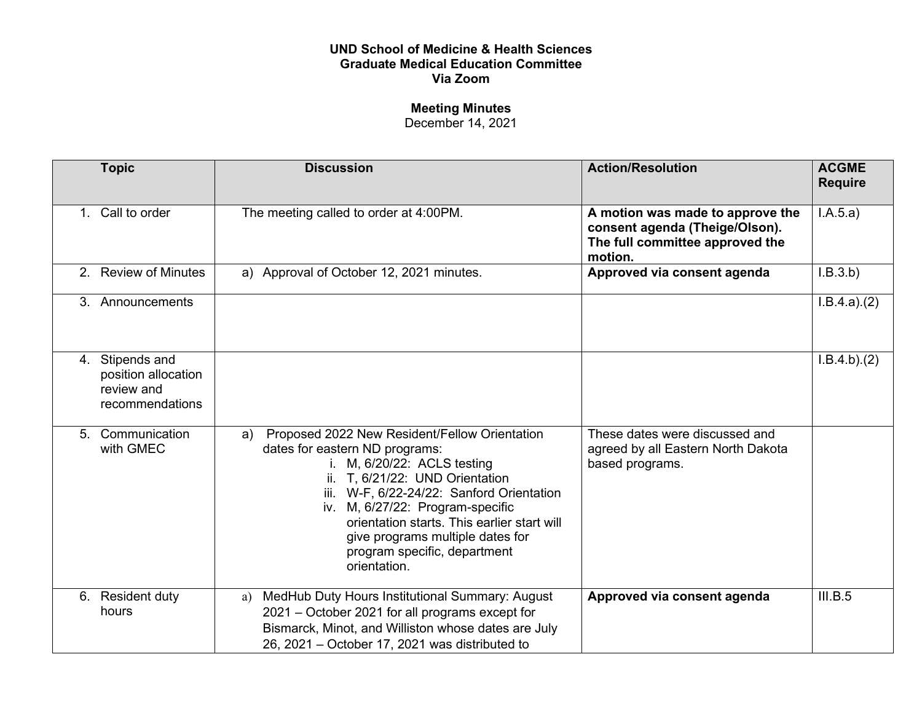**UND School of Medicine & Health Sciences**
**Graduate Medical Education Committee**
**Via Zoom**

**Meeting Minutes**
December 14, 2021

| Topic | Discussion | Action/Resolution | ACGME Require |
|---|---|---|---|
| 1. Call to order | The meeting called to order at 4:00PM. | **A motion was made to approve the consent agenda (Theige/Olson). The full committee approved the motion.** | I.A.5.a) |
| 2. Review of Minutes | a) Approval of October 12, 2021 minutes. | **Approved via consent agenda** | I.B.3.b) |
| 3. Announcements | | | I.B.4.a).(2) |
| 4. Stipends and position allocation review and recommendations | | | I.B.4.b).(2) |
| 5. Communication with GMEC | a) Proposed 2022 New Resident/Fellow Orientation dates for eastern ND programs:<br>i. M, 6/20/22: ACLS testing<br>ii. T, 6/21/22: UND Orientation<br>iii. W-F, 6/22-24/22: Sanford Orientation<br>iv. M, 6/27/22: Program-specific orientation starts. This earlier start will give programs multiple dates for program specific, department orientation. | These dates were discussed and agreed by all Eastern North Dakota based programs. | |
| 6. Resident duty hours | a) MedHub Duty Hours Institutional Summary: August 2021 – October 2021 for all programs except for Bismarck, Minot, and Williston whose dates are July 26, 2021 – October 17, 2021 was distributed to | **Approved via consent agenda** | III.B.5 |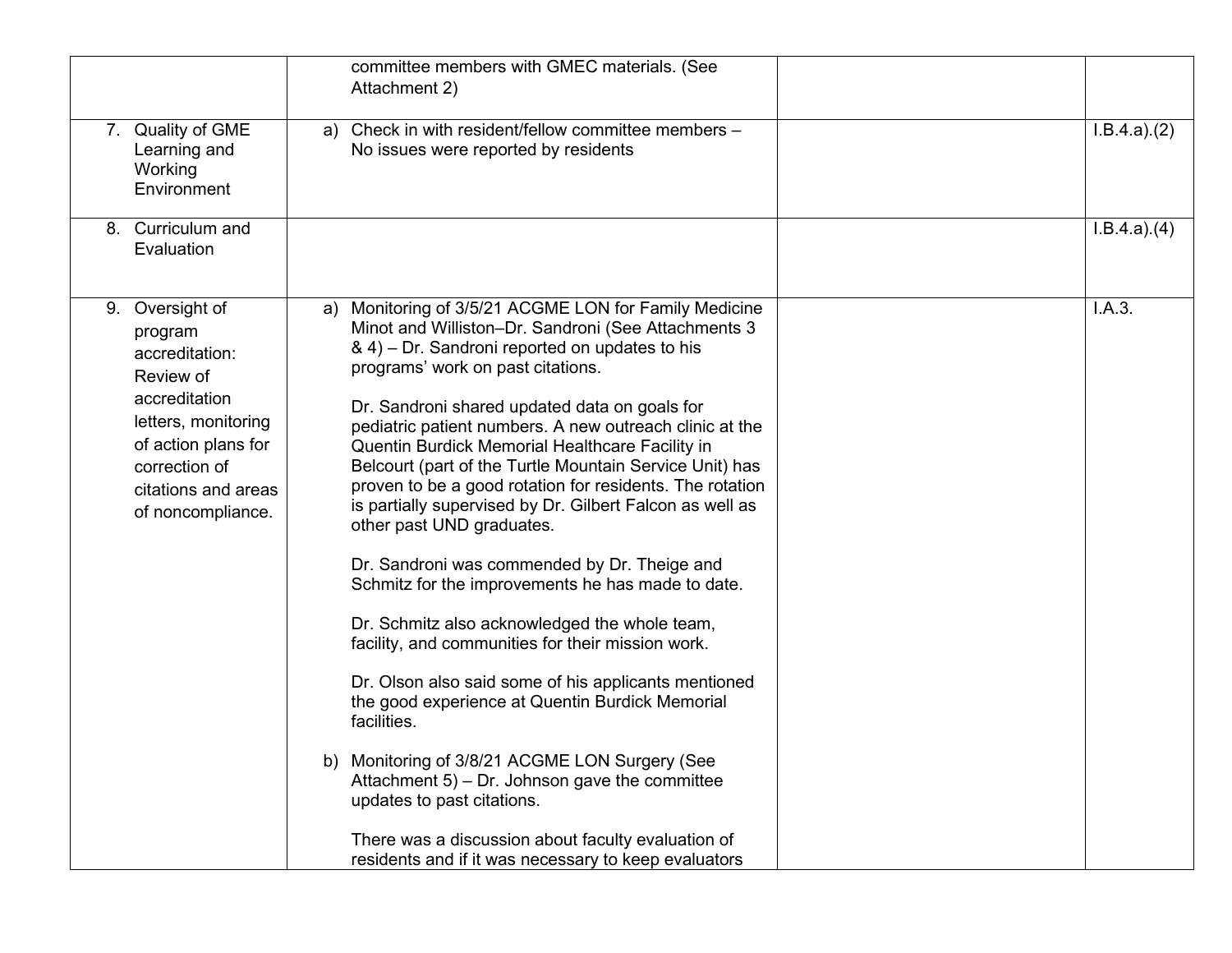| | | | |
|---|---|---|---|
| | committee members with GMEC materials. (See Attachment 2) | | |
| 7. Quality of GME Learning and Working Environment | a) Check in with resident/fellow committee members – No issues were reported by residents | | I.B.4.a).(2) |
| 8. Curriculum and Evaluation | | | I.B.4.a).(4) |
| 9. Oversight of program accreditation: Review of accreditation letters, monitoring of action plans for correction of citations and areas of noncompliance. | a) Monitoring of 3/5/21 ACGME LON for Family Medicine Minot and Williston–Dr. Sandroni (See Attachments 3 & 4) – Dr. Sandroni reported on updates to his programs' work on past citations.<br><br>Dr. Sandroni shared updated data on goals for pediatric patient numbers. A new outreach clinic at the Quentin Burdick Memorial Healthcare Facility in Belcourt (part of the Turtle Mountain Service Unit) has proven to be a good rotation for residents. The rotation is partially supervised by Dr. Gilbert Falcon as well as other past UND graduates.<br><br>Dr. Sandroni was commended by Dr. Theige and Schmitz for the improvements he has made to date.<br><br>Dr. Schmitz also acknowledged the whole team, facility, and communities for their mission work.<br><br>Dr. Olson also said some of his applicants mentioned the good experience at Quentin Burdick Memorial facilities.<br><br>b) Monitoring of 3/8/21 ACGME LON Surgery (See Attachment 5) – Dr. Johnson gave the committee updates to past citations.<br><br>There was a discussion about faculty evaluation of residents and if it was necessary to keep evaluators | | I.A.3. |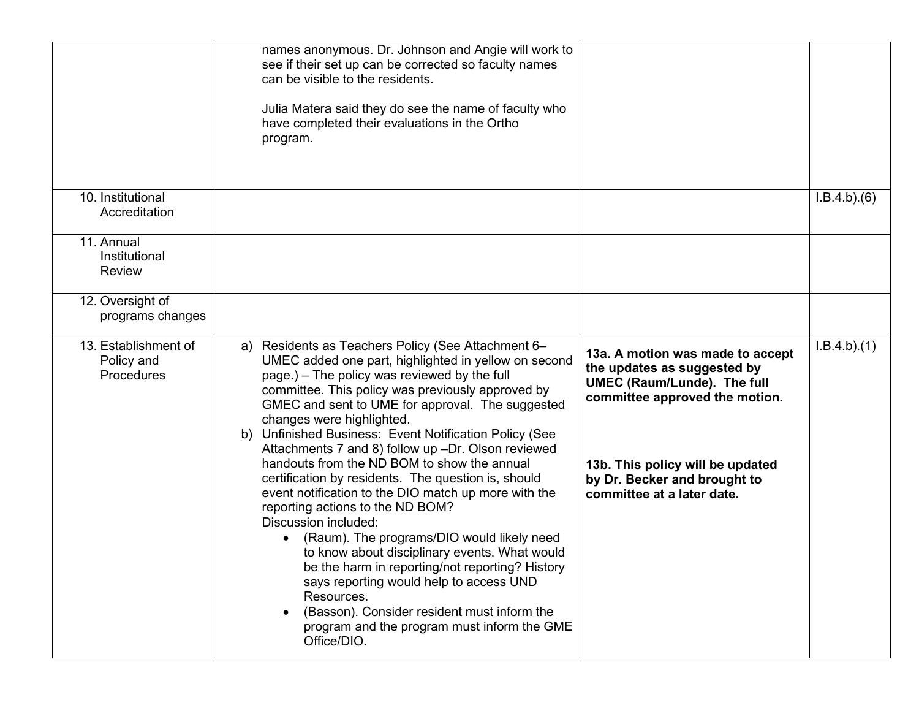| | | | |
|---|---|---|---|
| | names anonymous. Dr. Johnson and Angie will work to see if their set up can be corrected so faculty names can be visible to the residents.<br><br>Julia Matera said they do see the name of faculty who have completed their evaluations in the Ortho program. | | |
| 10. Institutional Accreditation | | | I.B.4.b).(6) |
| 11. Annual Institutional Review | | | |
| 12. Oversight of programs changes | | | |
| 13. Establishment of Policy and Procedures | a) Residents as Teachers Policy (See Attachment 6– UMEC added one part, highlighted in yellow on second page.) – The policy was reviewed by the full committee. This policy was previously approved by GMEC and sent to UME for approval. The suggested changes were highlighted.<br>b) Unfinished Business: Event Notification Policy (See Attachments 7 and 8) follow up –Dr. Olson reviewed handouts from the ND BOM to show the annual certification by residents. The question is, should event notification to the DIO match up more with the reporting actions to the ND BOM?<br>Discussion included:<br>• (Raum). The programs/DIO would likely need to know about disciplinary events. What would be the harm in reporting/not reporting? History says reporting would help to access UND Resources.<br>• (Basson). Consider resident must inform the program and the program must inform the GME Office/DIO. | **13a. A motion was made to accept the updates as suggested by UMEC (Raum/Lunde). The full committee approved the motion.**<br><br>**13b. This policy will be updated by Dr. Becker and brought to committee at a later date.** | I.B.4.b).(1) |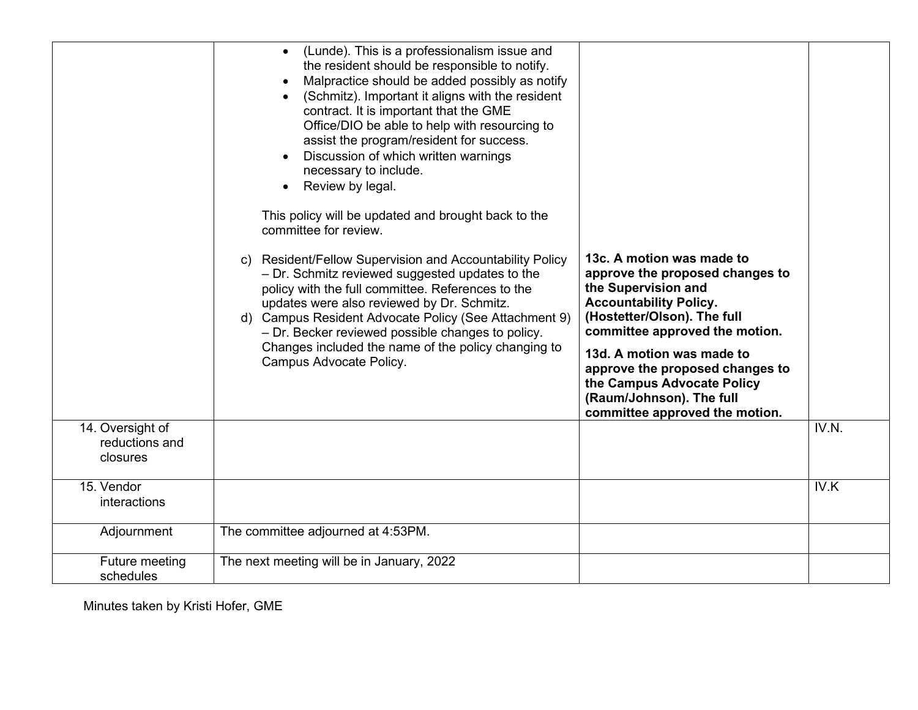| | | | |
|---|---|---|---|
| | • (Lunde). This is a professionalism issue and the resident should be responsible to notify.<br>• Malpractice should be added possibly as notify<br>• (Schmitz). Important it aligns with the resident contract. It is important that the GME Office/DIO be able to help with resourcing to assist the program/resident for success.<br>• Discussion of which written warnings necessary to include.<br>• Review by legal.<br><br>This policy will be updated and brought back to the committee for review.<br><br>c) Resident/Fellow Supervision and Accountability Policy – Dr. Schmitz reviewed suggested updates to the policy with the full committee. References to the updates were also reviewed by Dr. Schmitz.<br>d) Campus Resident Advocate Policy (See Attachment 9) – Dr. Becker reviewed possible changes to policy. Changes included the name of the policy changing to Campus Advocate Policy. | **13c. A motion was made to approve the proposed changes to the Supervision and Accountability Policy. (Hostetter/Olson). The full committee approved the motion.**<br><br>**13d. A motion was made to approve the proposed changes to the Campus Advocate Policy (Raum/Johnson). The full committee approved the motion.** | |
| 14. Oversight of reductions and closures | | | IV.N. |
| 15. Vendor interactions | | | IV.K |
| Adjournment | The committee adjourned at 4:53PM. | | |
| Future meeting schedules | The next meeting will be in January, 2022 | | |

Minutes taken by Kristi Hofer, GME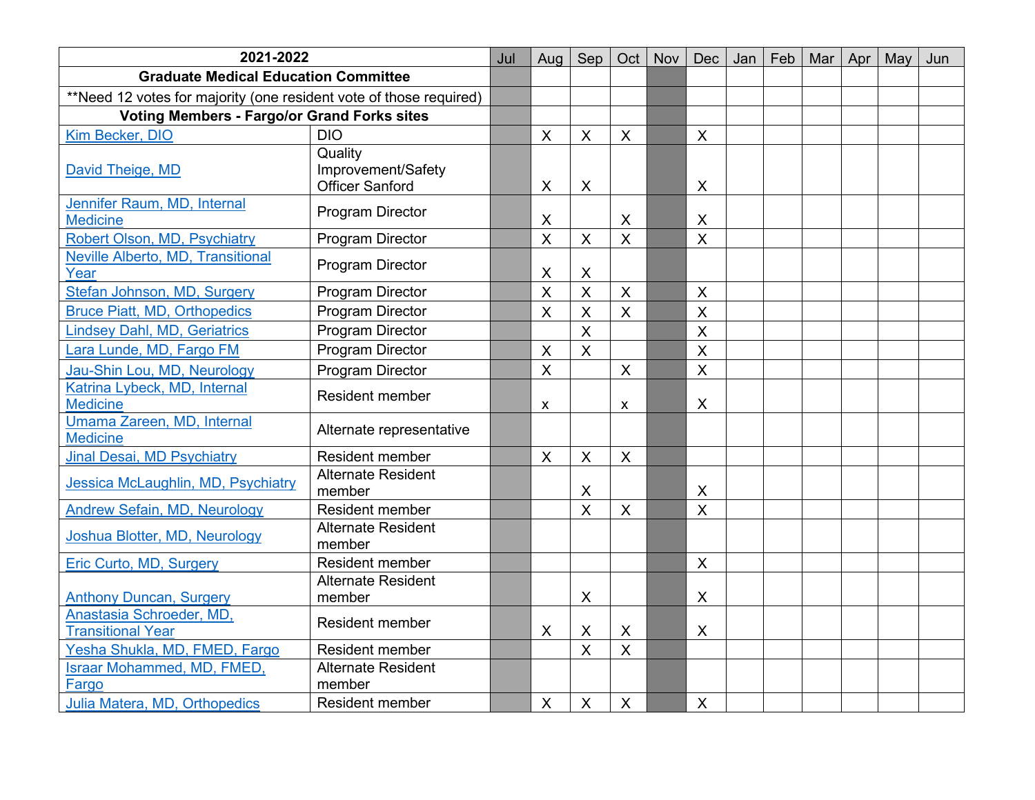| 2021-2022 | | Jul | Aug | Sep | Oct | Nov | Dec | Jan | Feb | Mar | Apr | May | Jun |
|---|---|---|---|---|---|---|---|---|---|---|---|---|---|
| **Graduate Medical Education Committee** | | | | | | | | | | | | | |
| **Need 12 votes for majority (one resident vote of those required) | | | | | | | | | | | | | |
| **Voting Members - Fargo/or Grand Forks sites** | | | | | | | | | | | | | |
| Kim Becker, DIO | DIO | | X | X | X | | X | | | | | | |
| David Theige, MD | Quality Improvement/Safety Officer Sanford | | X | X | | | X | | | | | | |
| Jennifer Raum, MD, Internal Medicine | Program Director | | X | | X | | X | | | | | | |
| Robert Olson, MD, Psychiatry | Program Director | | X | X | X | | X | | | | | | |
| Neville Alberto, MD, Transitional Year | Program Director | | X | X | | | | | | | | | |
| Stefan Johnson, MD, Surgery | Program Director | | X | X | X | | X | | | | | | |
| Bruce Piatt, MD, Orthopedics | Program Director | | X | X | X | | X | | | | | | |
| Lindsey Dahl, MD, Geriatrics | Program Director | | | X | | | X | | | | | | |
| Lara Lunde, MD, Fargo FM | Program Director | | X | X | | | X | | | | | | |
| Jau-Shin Lou, MD, Neurology | Program Director | | X | | X | | X | | | | | | |
| Katrina Lybeck, MD, Internal Medicine | Resident member | | x | | x | | X | | | | | | |
| Umama Zareen, MD, Internal Medicine | Alternate representative | | | | | | | | | | | | |
| Jinal Desai, MD Psychiatry | Resident member | | X | X | X | | | | | | | | |
| Jessica McLaughlin, MD, Psychiatry | Alternate Resident member | | | X | | | X | | | | | | |
| Andrew Sefain, MD, Neurology | Resident member | | | X | X | | X | | | | | | |
| Joshua Blotter, MD, Neurology | Alternate Resident member | | | | | | | | | | | | |
| Eric Curto, MD, Surgery | Resident member | | | | | | X | | | | | | |
| Anthony Duncan, Surgery | Alternate Resident member | | | X | | | X | | | | | | |
| Anastasia Schroeder, MD, Transitional Year | Resident member | | X | X | X | | X | | | | | | |
| Yesha Shukla, MD, FMED, Fargo | Resident member | | | X | X | | | | | | | | |
| Israar Mohammed, MD, FMED, Fargo | Alternate Resident member | | | | | | | | | | | | |
| Julia Matera, MD, Orthopedics | Resident member | | X | X | X | | X | | | | | | |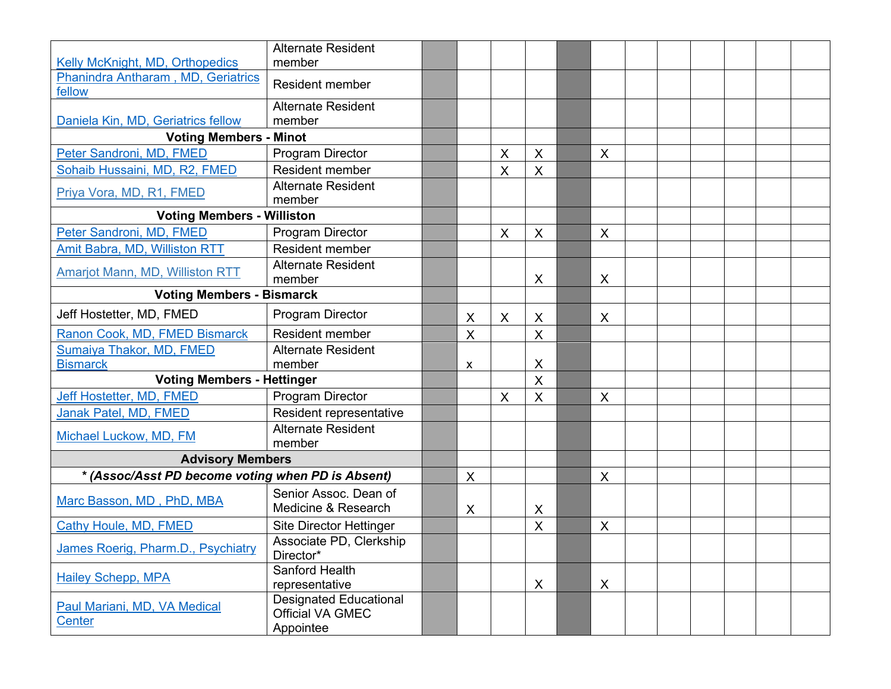| | | | | | | | | | | | | | |
|---|---|---|---|---|---|---|---|---|---|---|---|---|---|
| Kelly McKnight, MD, Orthopedics | Alternate Resident member | | | | | | | | | | | | |
| Phanindra Antharam , MD, Geriatrics fellow | Resident member | | | | | | | | | | | | |
| Daniela Kin, MD, Geriatrics fellow | Alternate Resident member | | | | | | | | | | | | |
| **Voting Members - Minot** | | | | | | | | | | | | | |
| Peter Sandroni, MD, FMED | Program Director | | | X | X | | X | | | | | | |
| Sohaib Hussaini, MD, R2, FMED | Resident member | | | X | X | | | | | | | | |
| Priya Vora, MD, R1, FMED | Alternate Resident member | | | | | | | | | | | | |
| **Voting Members - Williston** | | | | | | | | | | | | | |
| Peter Sandroni, MD, FMED | Program Director | | | X | X | | X | | | | | | |
| Amit Babra, MD, Williston RTT | Resident member | | | | | | | | | | | | |
| Amarjot Mann, MD, Williston RTT | Alternate Resident member | | | | X | | X | | | | | | |
| **Voting Members - Bismarck** | | | | | | | | | | | | | |
| Jeff Hostetter, MD, FMED | Program Director | | X | X | X | | X | | | | | | |
| Ranon Cook, MD, FMED Bismarck | Resident member | | X | | X | | | | | | | | |
| Sumaiya Thakor, MD, FMED Bismarck | Alternate Resident member | | x | | X | | | | | | | | |
| **Voting Members - Hettinger** | | | | | X | | | | | | | | |
| Jeff Hostetter, MD, FMED | Program Director | | | X | X | | X | | | | | | |
| Janak Patel, MD, FMED | Resident representative | | | | | | | | | | | | |
| Michael Luckow, MD, FM | Alternate Resident member | | | | | | | | | | | | |
| **Advisory Members** | | | | | | | | | | | | | |
| ***(Assoc/Asst PD become voting when PD is Absent)** | | | X | | | | X | | | | | | |
| Marc Basson, MD , PhD, MBA | Senior Assoc. Dean of Medicine & Research | | X | | X | | | | | | | | |
| Cathy Houle, MD, FMED | Site Director Hettinger | | | | X | | X | | | | | | |
| James Roerig, Pharm.D., Psychiatry | Associate PD, Clerkship Director* | | | | | | | | | | | | |
| Hailey Schepp, MPA | Sanford Health representative | | | | X | | X | | | | | | |
| Paul Mariani, MD, VA Medical Center | Designated Educational Official VA GMEC Appointee | | | | | | | | | | | | |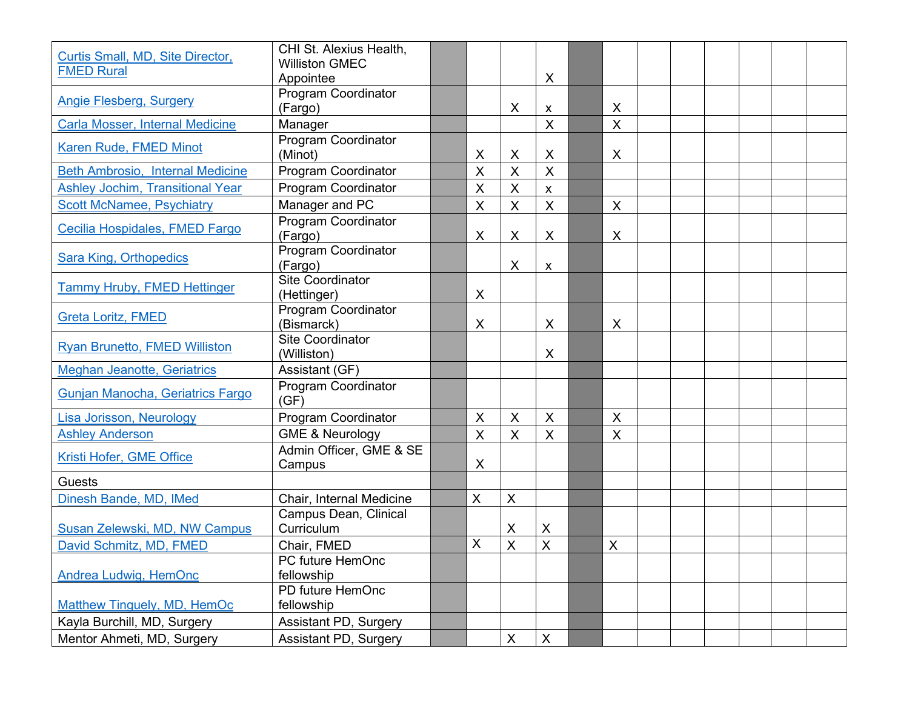| | | | | | | | | | | | | | |
|---|---|---|---|---|---|---|---|---|---|---|---|---|---|
| Curtis Small, MD, Site Director, FMED Rural | CHI St. Alexius Health, Williston GMEC Appointee | | | | X | | | | | | | | |
| Angie Flesberg, Surgery | Program Coordinator (Fargo) | | | X | x | | X | | | | | | |
| Carla Mosser, Internal Medicine | Manager | | | | X | | X | | | | | | |
| Karen Rude, FMED Minot | Program Coordinator (Minot) | | X | X | X | | X | | | | | | |
| Beth Ambrosio, Internal Medicine | Program Coordinator | | X | X | X | | | | | | | | |
| Ashley Jochim, Transitional Year | Program Coordinator | | X | X | x | | | | | | | | |
| Scott McNamee, Psychiatry | Manager and PC | | X | X | X | | X | | | | | | |
| Cecilia Hospidales, FMED Fargo | Program Coordinator (Fargo) | | X | X | X | | X | | | | | | |
| Sara King, Orthopedics | Program Coordinator (Fargo) | | | X | x | | | | | | | | |
| Tammy Hruby, FMED Hettinger | Site Coordinator (Hettinger) | | X | | | | | | | | | | |
| Greta Loritz, FMED | Program Coordinator (Bismarck) | | X | | X | | X | | | | | | |
| Ryan Brunetto, FMED Williston | Site Coordinator (Williston) | | | | X | | | | | | | | |
| Meghan Jeanotte, Geriatrics | Assistant (GF) | | | | | | | | | | | | |
| Gunjan Manocha, Geriatrics Fargo | Program Coordinator (GF) | | | | | | | | | | | | |
| Lisa Jorisson, Neurology | Program Coordinator | | X | X | X | | X | | | | | | |
| Ashley Anderson | GME & Neurology | | X | X | X | | X | | | | | | |
| Kristi Hofer, GME Office | Admin Officer, GME & SE Campus | | X | | | | | | | | | | |
| Guests | | | | | | | | | | | | | |
| Dinesh Bande, MD, IMed | Chair, Internal Medicine | | X | X | | | | | | | | | |
| Susan Zelewski, MD, NW Campus | Campus Dean, Clinical Curriculum | | | X | X | | | | | | | | |
| David Schmitz, MD, FMED | Chair, FMED | | X | X | X | | X | | | | | | |
| Andrea Ludwig, HemOnc | PC future HemOnc fellowship | | | | | | | | | | | | |
| Matthew Tinguely, MD, HemOc | PD future HemOnc fellowship | | | | | | | | | | | | |
| Kayla Burchill, MD, Surgery | Assistant PD, Surgery | | | | | | | | | | | | |
| Mentor Ahmeti, MD, Surgery | Assistant PD, Surgery | | | X | X | | | | | | | | |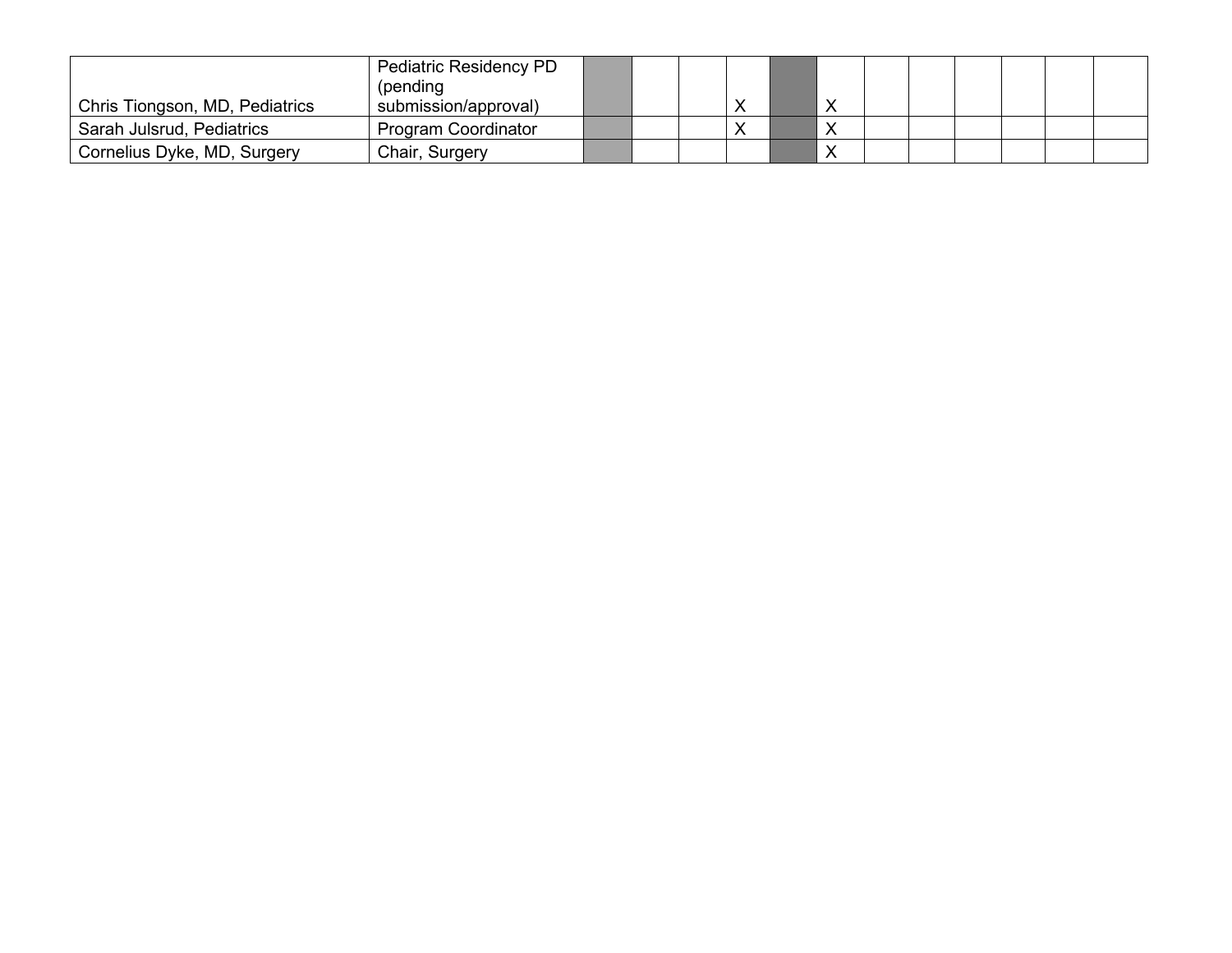| | | | | | | | | | | | | | |
|---|---|---|---|---|---|---|---|---|---|---|---|---|---|
| Chris Tiongson, MD, Pediatrics | Pediatric Residency PD (pending submission/approval) | | | | X | | X | | | | | | |
| Sarah Julsrud, Pediatrics | Program Coordinator | | | | X | | X | | | | | | |
| Cornelius Dyke, MD, Surgery | Chair, Surgery | | | | | | X | | | | | | |